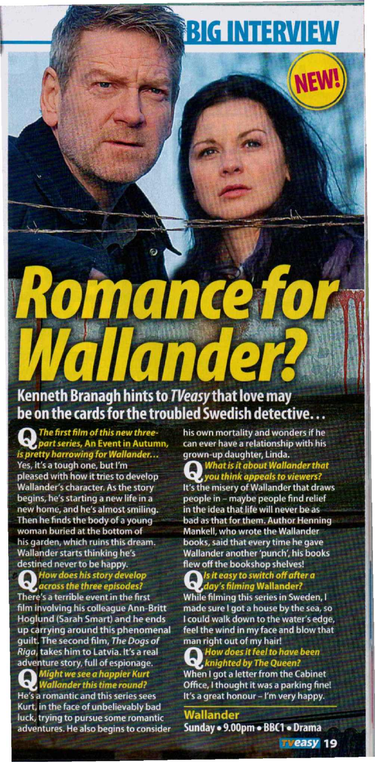BIG INTERVIEW

NEW!

# Romance for Wallander?

## Kenneth Branagh hints to *TVeasy* that love may be on the cards for the troubled Swedish detective...

**Q** ***The first film of this new three-part series, An Event in Autumn, is pretty harrowing for Wallander...***

Yes, it's a tough one, but I'm pleased with how it tries to develop Wallander's character. As the story begins, he's starting a new life in a new home, and he's almost smiling. Then he finds the body of a young woman buried at the bottom of his garden, which ruins this dream. Wallander starts thinking he's destined never to be happy.

**Q** ***How does his story develop across the three episodes?***

There's a terrible event in the first film involving his colleague Ann-Britt Hoglund (Sarah Smart) and he ends up carrying around this phenomenal guilt. The second film, *The Dogs of Riga*, takes him to Latvia. It's a real adventure story, full of espionage.

**Q** ***Might we see a happier Kurt Wallander this time round?***

He's a romantic and this series sees Kurt, in the face of unbelievably bad luck, trying to pursue some romantic adventures. He also begins to consider his own mortality and wonders if he can ever have a relationship with his grown-up daughter, Linda.

**Q** ***What is it about Wallander that you think appeals to viewers?***

It's the misery of Wallander that draws people in – maybe people find relief in the idea that life will never be as bad as that for them. Author Henning Mankell, who wrote the Wallander books, said that every time he gave Wallander another 'punch', his books flew off the bookshop shelves!

**Q** ***Is it easy to switch off after a day's filming Wallander?***

While filming this series in Sweden, I made sure I got a house by the sea, so I could walk down to the water's edge, feel the wind in my face and blow that man right out of my hair!

**Q** ***How does it feel to have been knighted by The Queen?***

When I got a letter from the Cabinet Office, I thought it was a parking fine! It's a great honour – I'm very happy.

**Wallander**
**Sunday • 9.00pm • BBC1 • Drama**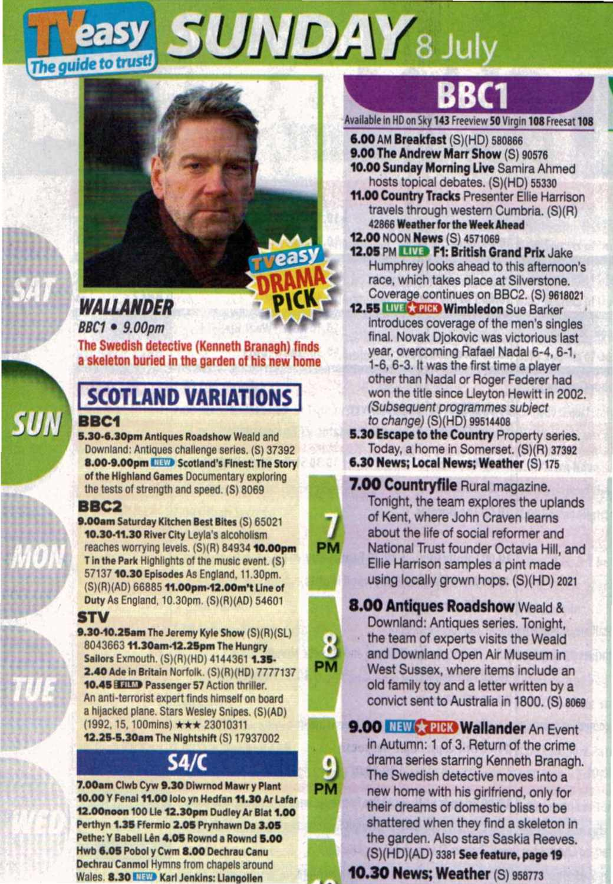# TVeasy SUNDAY 8 July

*The guide to trust!*

## WALLANDER

*BBC1 • 9.00pm*

The Swedish detective (Kenneth Branagh) finds a skeleton buried in the garden of his new home

TVeasy DRAMA PICK

## SCOTLAND VARIATIONS

### BBC1

**5.30-6.30pm** Antiques Roadshow Weald and Downland: Antiques challenge series. (S) 37392 **8.00-9.00pm** NEW **Scotland's Finest: The Story of the Highland Games** Documentary exploring the tests of strength and speed. (S) 8069

### BBC2

**9.00am** Saturday Kitchen Best Bites (S) 65021 **10.30-11.30** River City Leyla's alcoholism reaches worrying levels. (S)(R) 84934 **10.00pm** T in the Park Highlights of the music event. (S) 57137 **10.30** Episodes As England, 11.30pm. (S)(R)(AD) 66885 **11.00pm-12.00m't** Line of Duty As England, 10.30pm. (S)(R)(AD) 54601

### STV

**9.30-10.25am** The Jeremy Kyle Show (S)(R)(SL) 8043663 **11.30am-12.25pm** The Hungry Sailors Exmouth. (S)(R)(HD) 4144361 **1.35-2.40** Ade in Britain Norfolk. (S)(R)(HD) 7777137 **10.45** FILM **Passenger 57** Action thriller. An anti-terrorist expert finds himself on board a hijacked plane. Stars Wesley Snipes. (S)(AD) (1992, 15, 100mins) ★★★ 23010311 **12.25-5.30am** The Nightshift (S) 17937002

### S4/C

**7.00am** Clwb Cyw **9.30** Diwrnod Mawr y Plant **10.00** Y Fenai **11.00** Iolo yn Hedfan **11.30** Ar Lafar **12.00noon** 100 Lle **12.30pm** Dudley Ar Blat **1.00** Perthyn **1.35** Ffermio **2.05** Prynhawn Da **3.05** Pethe: Y Babell Lên **4.05** Rownd a Rownd **5.00** Hwb **6.05** Pobol y Cwm **8.00** Dechrau Canu Dechrau Canmol Hymns from chapels around Wales. **8.30** NEW Karl Jenkins: Llangollen

## BBC1

Available in HD on Sky **143** Freeview **50** Virgin **108** Freesat **108**

**6.00** AM **Breakfast** (S)(HD) 580866
**9.00 The Andrew Marr Show** (S) 90576
**10.00 Sunday Morning Live** Samira Ahmed hosts topical debates. (S)(HD) 55330
**11.00 Country Tracks** Presenter Ellie Harrison travels through western Cumbria. (S)(R) 42866 **Weather for the Week Ahead**
**12.00** NOON **News** (S) 4571069
**12.05** PM LIVE **F1: British Grand Prix** Jake Humphrey looks ahead to this afternoon's race, which takes place at Silverstone. Coverage continues on BBC2. (S) 9618021
**12.55** LIVE ★PICK **Wimbledon** Sue Barker introduces coverage of the men's singles final. Novak Djokovic was victorious last year, overcoming Rafael Nadal 6-4, 6-1, 1-6, 6-3. It was the first time a player other than Nadal or Roger Federer had won the title since Lleyton Hewitt in 2002. *(Subsequent programmes subject to change)* (S)(HD) 99514408
**5.30 Escape to the Country** Property series. Today, a home in Somerset. (S)(R) 37392
**6.30 News; Local News; Weather** (S) 175

**7 PM**

**7.00 Countryfile** Rural magazine. Tonight, the team explores the uplands of Kent, where John Craven learns about the life of social reformer and National Trust founder Octavia Hill, and Ellie Harrison samples a pint made using locally grown hops. (S)(HD) 2021

**8 PM**

**8.00 Antiques Roadshow** Weald & Downland: Antiques series. Tonight, the team of experts visits the Weald and Downland Open Air Museum in West Sussex, where items include an old family toy and a letter written by a convict sent to Australia in 1800. (S) 8069

**9 PM**

**9.00** NEW ★PICK **Wallander** An Event in Autumn: 1 of 3. Return of the crime drama series starring Kenneth Branagh. The Swedish detective moves into a new home with his girlfriend, only for their dreams of domestic bliss to be shattered when they find a skeleton in the garden. Also stars Saskia Reeves. (S)(HD)(AD) 3381 **See feature, page 19**

**10.30 News; Weather** (S) 958773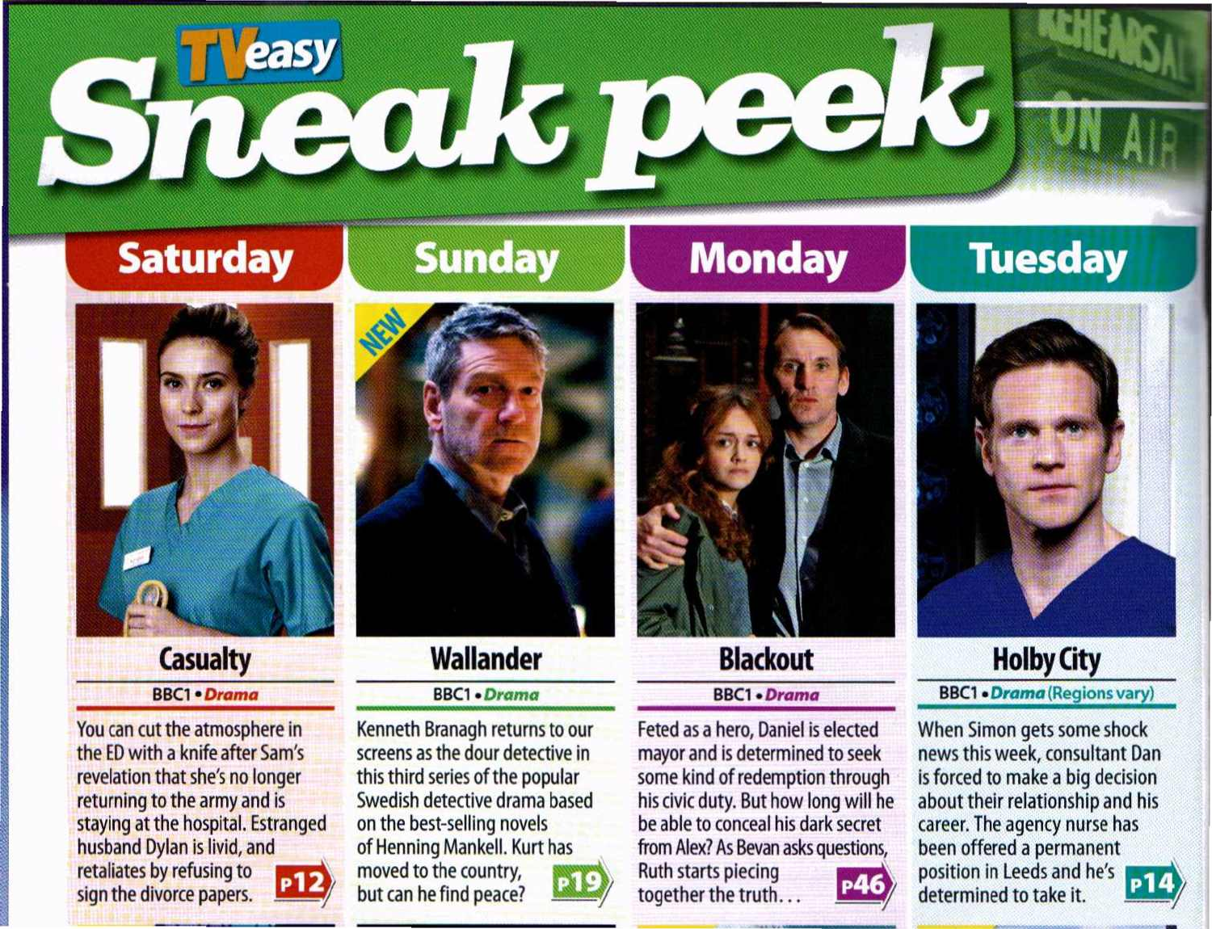# TVeasy Sneak peek

## Saturday

### Casualty

BBC1 • *Drama*

You can cut the atmosphere in the ED with a knife after Sam's revelation that she's no longer returning to the army and is staying at the hospital. Estranged husband Dylan is livid, and retaliates by refusing to sign the divorce papers. **P12**

## Sunday

NEW

### Wallander

BBC1 • *Drama*

Kenneth Branagh returns to our screens as the dour detective in this third series of the popular Swedish detective drama based on the best-selling novels of Henning Mankell. Kurt has moved to the country, but can he find peace? **P19**

## Monday

### Blackout

BBC1 • *Drama*

Feted as a hero, Daniel is elected mayor and is determined to seek some kind of redemption through his civic duty. But how long will he be able to conceal his dark secret from Alex? As Bevan asks questions, Ruth starts piecing together the truth... **P46**

## Tuesday

### Holby City

BBC1 • *Drama* (Regions vary)

When Simon gets some shock news this week, consultant Dan is forced to make a big decision about their relationship and his career. The agency nurse has been offered a permanent position in Leeds and he's determined to take it. **P14**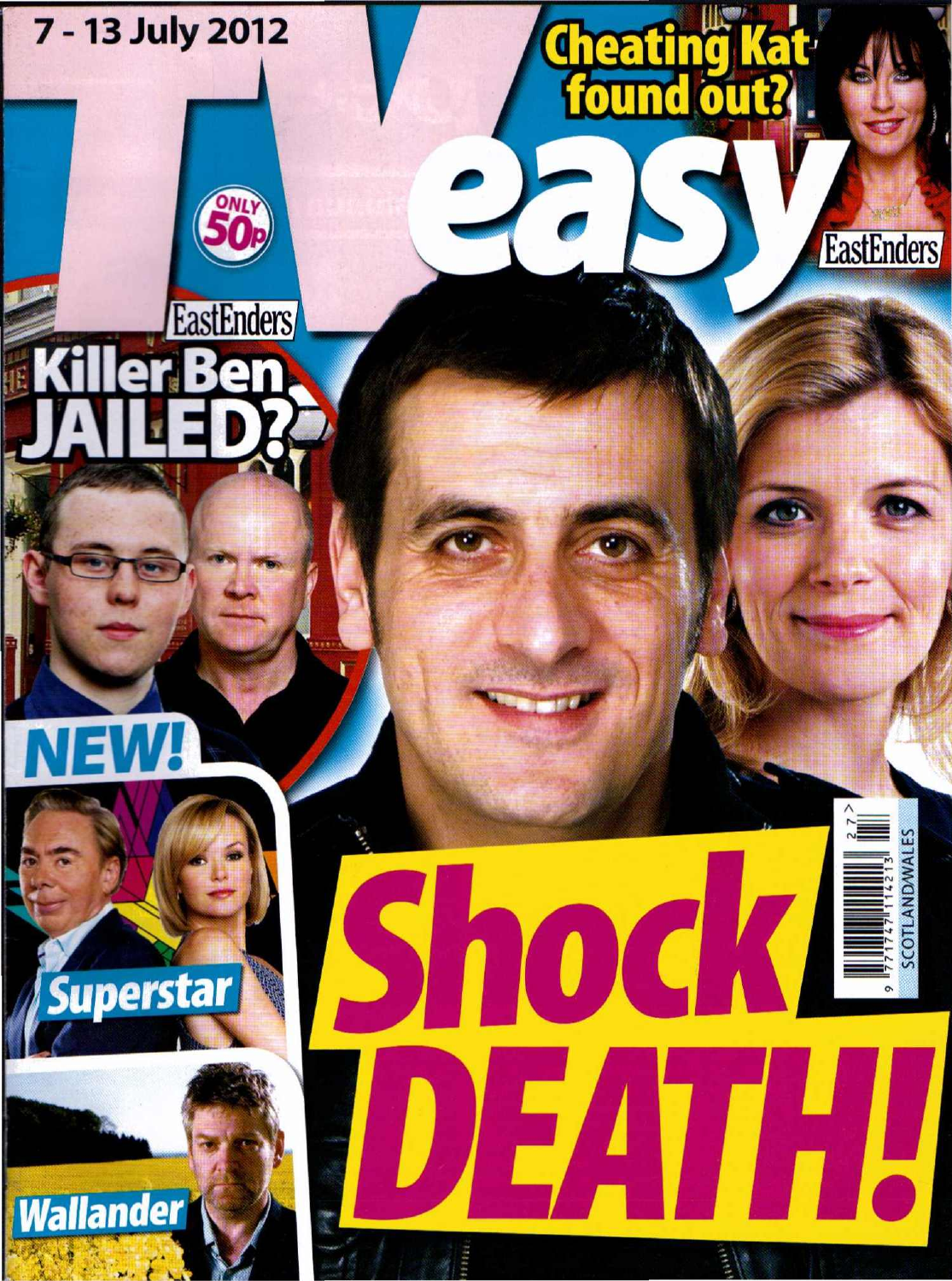7 - 13 July 2012

# TV easy

ONLY 50p

Cheating Kat found out?

EastEnders

EastEnders

Killer Ben JAILED?

NEW!

Superstar

Wallander

# Shock DEATH!

9 771747 114213 27

SCOTLAND/WALES